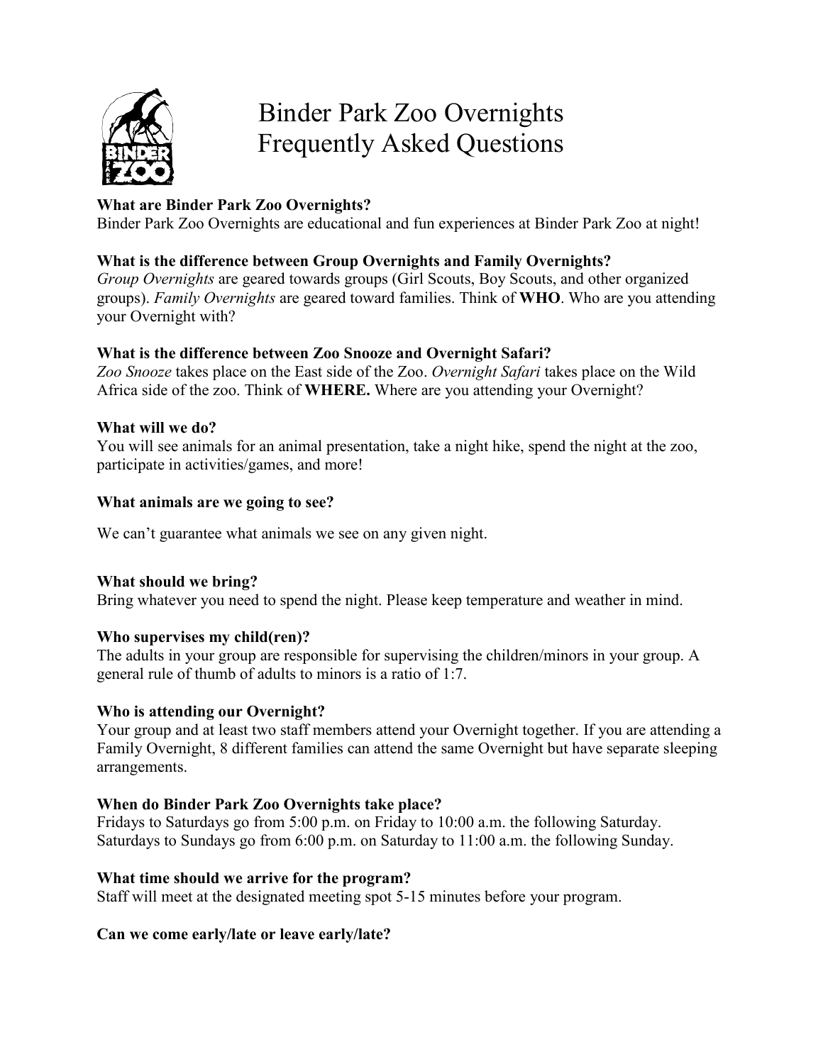# Binder Park Zoo Overnights Frequently Asked Questions

**What are Binder Park Zoo Overnights?**
Binder Park Zoo Overnights are educational and fun experiences at Binder Park Zoo at night!

**What is the difference between Group Overnights and Family Overnights?**
*Group Overnights* are geared towards groups (Girl Scouts, Boy Scouts, and other organized groups). *Family Overnights* are geared toward families. Think of **WHO**. Who are you attending your Overnight with?

**What is the difference between Zoo Snooze and Overnight Safari?**
*Zoo Snooze* takes place on the East side of the Zoo. *Overnight Safari* takes place on the Wild Africa side of the zoo. Think of **WHERE.** Where are you attending your Overnight?

**What will we do?**
You will see animals for an animal presentation, take a night hike, spend the night at the zoo, participate in activities/games, and more!

**What animals are we going to see?**

We can't guarantee what animals we see on any given night.

**What should we bring?**
Bring whatever you need to spend the night. Please keep temperature and weather in mind.

**Who supervises my child(ren)?**
The adults in your group are responsible for supervising the children/minors in your group. A general rule of thumb of adults to minors is a ratio of 1:7.

**Who is attending our Overnight?**
Your group and at least two staff members attend your Overnight together. If you are attending a Family Overnight, 8 different families can attend the same Overnight but have separate sleeping arrangements.

**When do Binder Park Zoo Overnights take place?**
Fridays to Saturdays go from 5:00 p.m. on Friday to 10:00 a.m. the following Saturday.
Saturdays to Sundays go from 6:00 p.m. on Saturday to 11:00 a.m. the following Sunday.

**What time should we arrive for the program?**
Staff will meet at the designated meeting spot 5-15 minutes before your program.

**Can we come early/late or leave early/late?**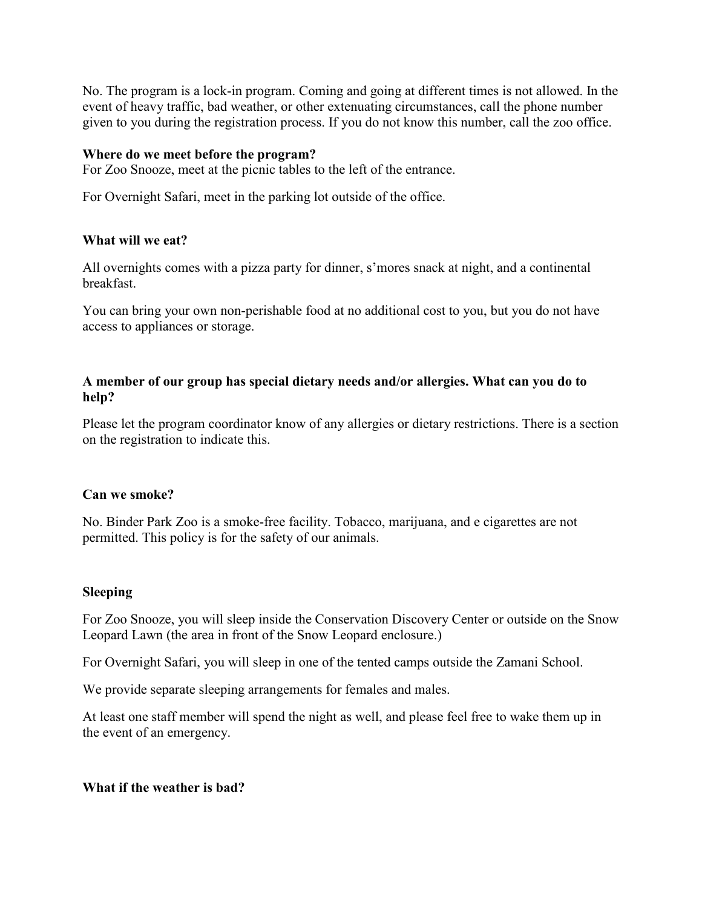No. The program is a lock-in program. Coming and going at different times is not allowed. In the event of heavy traffic, bad weather, or other extenuating circumstances, call the phone number given to you during the registration process. If you do not know this number, call the zoo office.

**Where do we meet before the program?**

For Zoo Snooze, meet at the picnic tables to the left of the entrance.

For Overnight Safari, meet in the parking lot outside of the office.

**What will we eat?**

All overnights comes with a pizza party for dinner, s'mores snack at night, and a continental breakfast.

You can bring your own non-perishable food at no additional cost to you, but you do not have access to appliances or storage.

**A member of our group has special dietary needs and/or allergies. What can you do to help?**

Please let the program coordinator know of any allergies or dietary restrictions. There is a section on the registration to indicate this.

**Can we smoke?**

No. Binder Park Zoo is a smoke-free facility. Tobacco, marijuana, and e cigarettes are not permitted. This policy is for the safety of our animals.

**Sleeping**

For Zoo Snooze, you will sleep inside the Conservation Discovery Center or outside on the Snow Leopard Lawn (the area in front of the Snow Leopard enclosure.)

For Overnight Safari, you will sleep in one of the tented camps outside the Zamani School.

We provide separate sleeping arrangements for females and males.

At least one staff member will spend the night as well, and please feel free to wake them up in the event of an emergency.

**What if the weather is bad?**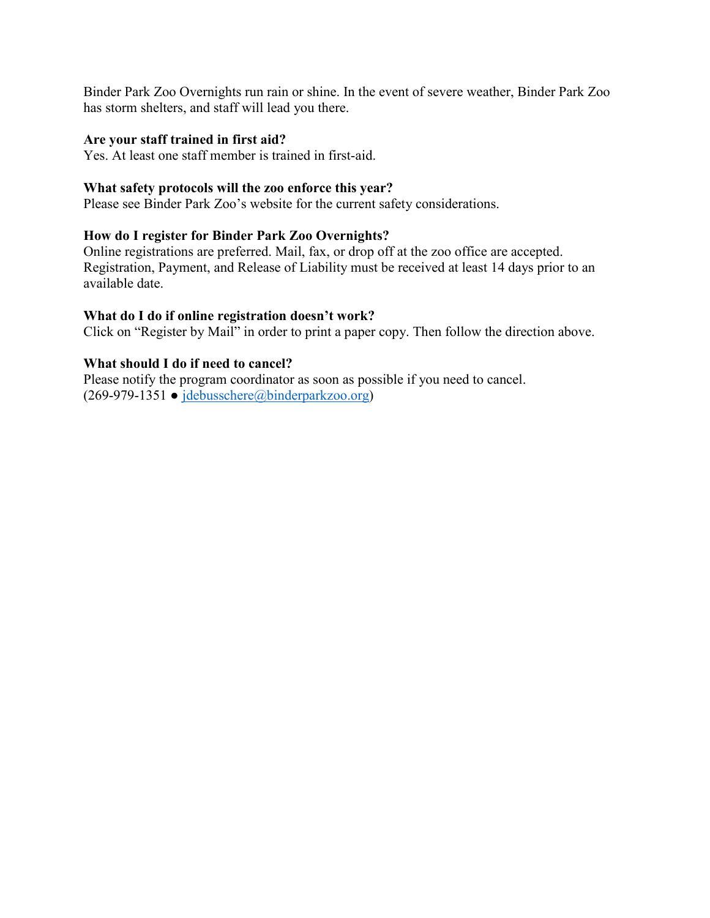Binder Park Zoo Overnights run rain or shine. In the event of severe weather, Binder Park Zoo has storm shelters, and staff will lead you there.

**Are your staff trained in first aid?**
Yes. At least one staff member is trained in first-aid.

**What safety protocols will the zoo enforce this year?**
Please see Binder Park Zoo's website for the current safety considerations.

**How do I register for Binder Park Zoo Overnights?**
Online registrations are preferred. Mail, fax, or drop off at the zoo office are accepted. Registration, Payment, and Release of Liability must be received at least 14 days prior to an available date.

**What do I do if online registration doesn't work?**
Click on "Register by Mail" in order to print a paper copy. Then follow the direction above.

**What should I do if need to cancel?**
Please notify the program coordinator as soon as possible if you need to cancel.
(269-979-1351 ● jdebusschere@binderparkzoo.org)